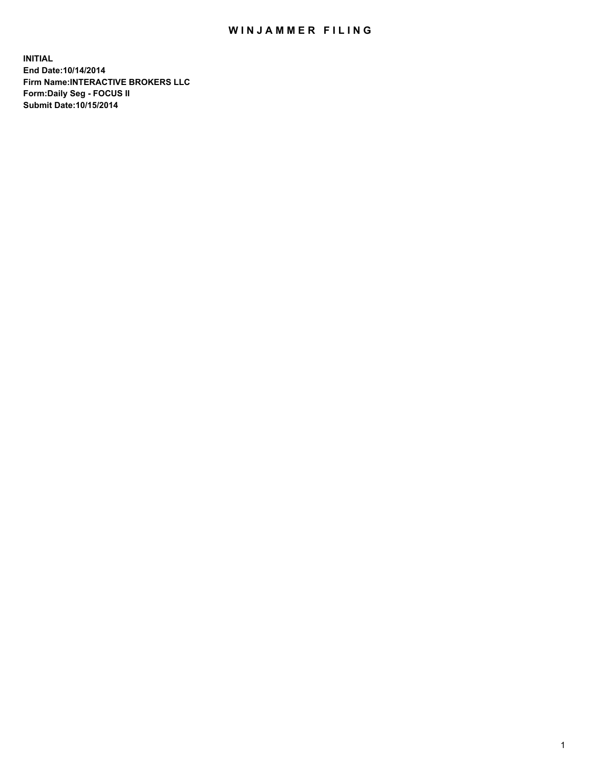# WINJAMMER FILING

**INITIAL**
**End Date:10/14/2014**
**Firm Name:INTERACTIVE BROKERS LLC**
**Form:Daily Seg - FOCUS II**
**Submit Date:10/15/2014**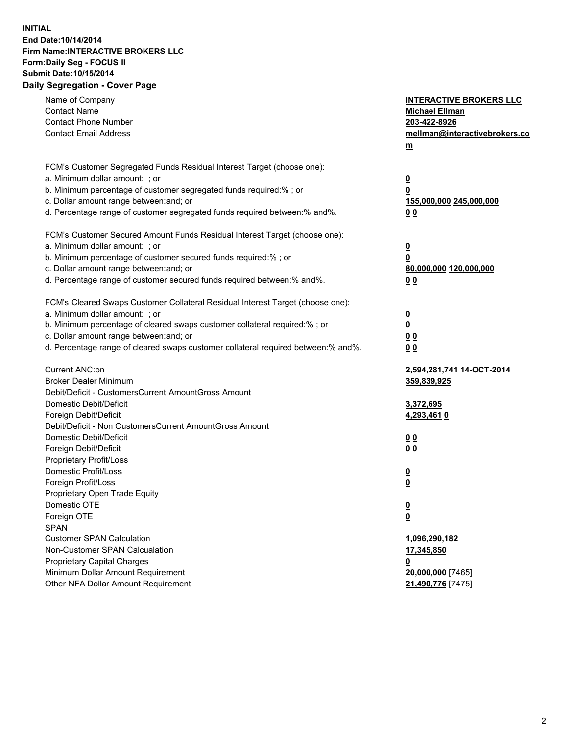**INITIAL**
**End Date:10/14/2014**
**Firm Name:INTERACTIVE BROKERS LLC**
**Form:Daily Seg - FOCUS II**
**Submit Date:10/15/2014**
**Daily Segregation - Cover Page**

| | |
|---|---|
| Name of Company | **INTERACTIVE BROKERS LLC** |
| Contact Name | **Michael Ellman** |
| Contact Phone Number | **203-422-8926** |
| Contact Email Address | **mellman@interactivebrokers.com** |
| | |
| FCM's Customer Segregated Funds Residual Interest Target (choose one): | |
| a. Minimum dollar amount: ; or | **0** |
| b. Minimum percentage of customer segregated funds required:% ; or | **0** |
| c. Dollar amount range between:and; or | **155,000,000 245,000,000** |
| d. Percentage range of customer segregated funds required between:% and%. | **0 0** |
| | |
| FCM's Customer Secured Amount Funds Residual Interest Target (choose one): | |
| a. Minimum dollar amount: ; or | **0** |
| b. Minimum percentage of customer secured funds required:% ; or | **0** |
| c. Dollar amount range between:and; or | **80,000,000 120,000,000** |
| d. Percentage range of customer secured funds required between:% and%. | **0 0** |
| | |
| FCM's Cleared Swaps Customer Collateral Residual Interest Target (choose one): | |
| a. Minimum dollar amount: ; or | **0** |
| b. Minimum percentage of cleared swaps customer collateral required:% ; or | **0** |
| c. Dollar amount range between:and; or | **0 0** |
| d. Percentage range of cleared swaps customer collateral required between:% and%. | **0 0** |
| | |
| Current ANC:on | **2,594,281,741 14-OCT-2014** |
| Broker Dealer Minimum | **359,839,925** |
| Debit/Deficit - CustomersCurrent AmountGross Amount | |
| Domestic Debit/Deficit | **3,372,695** |
| Foreign Debit/Deficit | **4,293,461 0** |
| Debit/Deficit - Non CustomersCurrent AmountGross Amount | |
| Domestic Debit/Deficit | **0 0** |
| Foreign Debit/Deficit | **0 0** |
| Proprietary Profit/Loss | |
| Domestic Profit/Loss | **0** |
| Foreign Profit/Loss | **0** |
| Proprietary Open Trade Equity | |
| Domestic OTE | **0** |
| Foreign OTE | **0** |
| SPAN | |
| Customer SPAN Calculation | **1,096,290,182** |
| Non-Customer SPAN Calcualation | **17,345,850** |
| Proprietary Capital Charges | **0** |
| Minimum Dollar Amount Requirement | **20,000,000** [7465] |
| Other NFA Dollar Amount Requirement | **21,490,776** [7475] |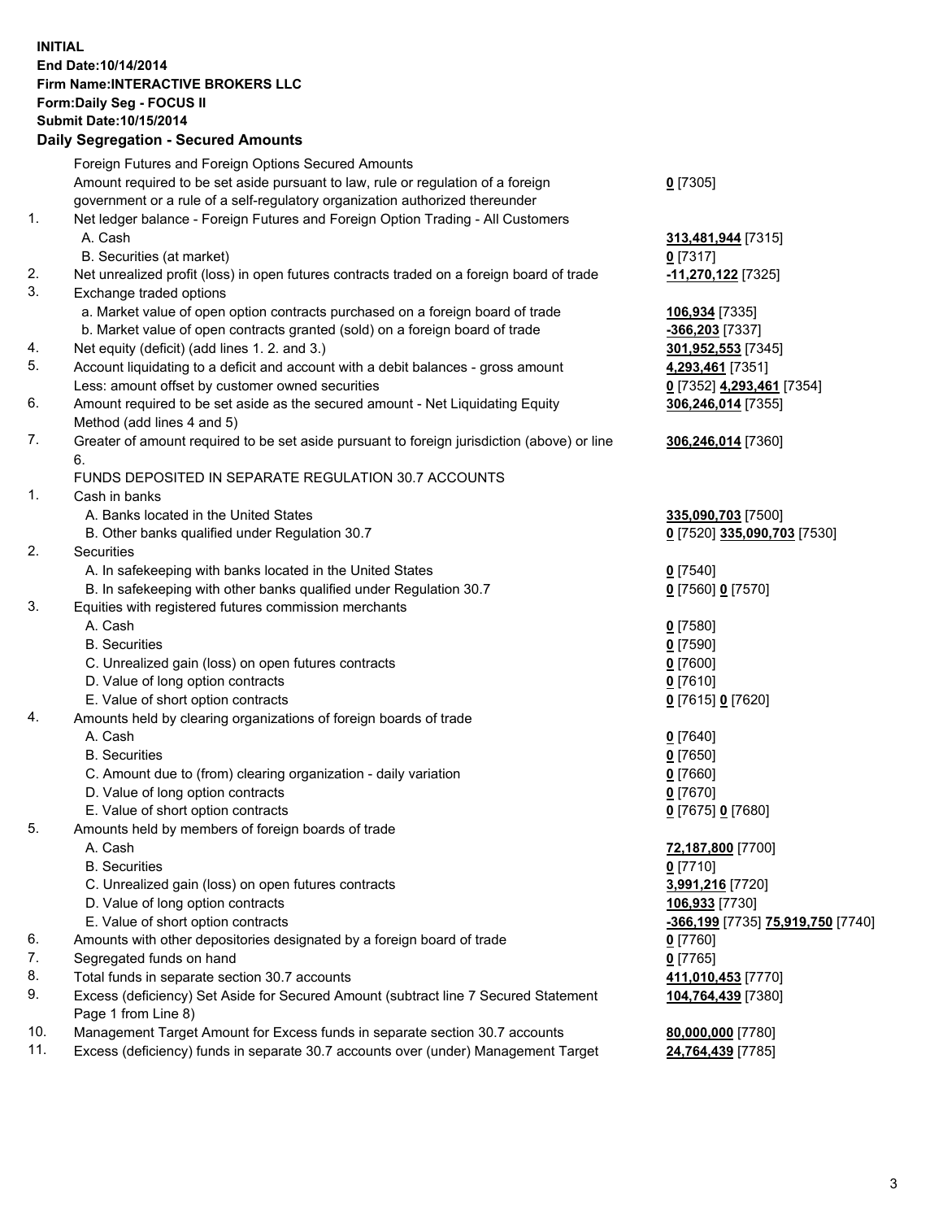**INITIAL**
**End Date:10/14/2014**
**Firm Name:INTERACTIVE BROKERS LLC**
**Form:Daily Seg - FOCUS II**
**Submit Date:10/15/2014**

## Daily Segregation - Secured Amounts

| | | |
|---|---|---|
| | Foreign Futures and Foreign Options Secured Amounts | |
| | Amount required to be set aside pursuant to law, rule or regulation of a foreign government or a rule of a self-regulatory organization authorized thereunder | **0** [7305] |
| 1. | Net ledger balance - Foreign Futures and Foreign Option Trading - All Customers | |
| | A. Cash | **313,481,944** [7315] |
| | B. Securities (at market) | **0** [7317] |
| 2. | Net unrealized profit (loss) in open futures contracts traded on a foreign board of trade | **-11,270,122** [7325] |
| 3. | Exchange traded options | |
| | a. Market value of open option contracts purchased on a foreign board of trade | **106,934** [7335] |
| | b. Market value of open contracts granted (sold) on a foreign board of trade | **-366,203** [7337] |
| 4. | Net equity (deficit) (add lines 1. 2. and 3.) | **301,952,553** [7345] |
| 5. | Account liquidating to a deficit and account with a debit balances - gross amount | **4,293,461** [7351] |
| | Less: amount offset by customer owned securities | **0** [7352] **4,293,461** [7354] |
| 6. | Amount required to be set aside as the secured amount - Net Liquidating Equity Method (add lines 4 and 5) | **306,246,014** [7355] |
| 7. | Greater of amount required to be set aside pursuant to foreign jurisdiction (above) or line 6. | **306,246,014** [7360] |
| | FUNDS DEPOSITED IN SEPARATE REGULATION 30.7 ACCOUNTS | |
| 1. | Cash in banks | |
| | A. Banks located in the United States | **335,090,703** [7500] |
| | B. Other banks qualified under Regulation 30.7 | **0** [7520] **335,090,703** [7530] |
| 2. | Securities | |
| | A. In safekeeping with banks located in the United States | **0** [7540] |
| | B. In safekeeping with other banks qualified under Regulation 30.7 | **0** [7560] **0** [7570] |
| 3. | Equities with registered futures commission merchants | |
| | A. Cash | **0** [7580] |
| | B. Securities | **0** [7590] |
| | C. Unrealized gain (loss) on open futures contracts | **0** [7600] |
| | D. Value of long option contracts | **0** [7610] |
| | E. Value of short option contracts | **0** [7615] **0** [7620] |
| 4. | Amounts held by clearing organizations of foreign boards of trade | |
| | A. Cash | **0** [7640] |
| | B. Securities | **0** [7650] |
| | C. Amount due to (from) clearing organization - daily variation | **0** [7660] |
| | D. Value of long option contracts | **0** [7670] |
| | E. Value of short option contracts | **0** [7675] **0** [7680] |
| 5. | Amounts held by members of foreign boards of trade | |
| | A. Cash | **72,187,800** [7700] |
| | B. Securities | **0** [7710] |
| | C. Unrealized gain (loss) on open futures contracts | **3,991,216** [7720] |
| | D. Value of long option contracts | **106,933** [7730] |
| | E. Value of short option contracts | **-366,199** [7735] **75,919,750** [7740] |
| 6. | Amounts with other depositories designated by a foreign board of trade | **0** [7760] |
| 7. | Segregated funds on hand | **0** [7765] |
| 8. | Total funds in separate section 30.7 accounts | **411,010,453** [7770] |
| 9. | Excess (deficiency) Set Aside for Secured Amount (subtract line 7 Secured Statement Page 1 from Line 8) | **104,764,439** [7380] |
| 10. | Management Target Amount for Excess funds in separate section 30.7 accounts | **80,000,000** [7780] |
| 11. | Excess (deficiency) funds in separate 30.7 accounts over (under) Management Target | **24,764,439** [7785] |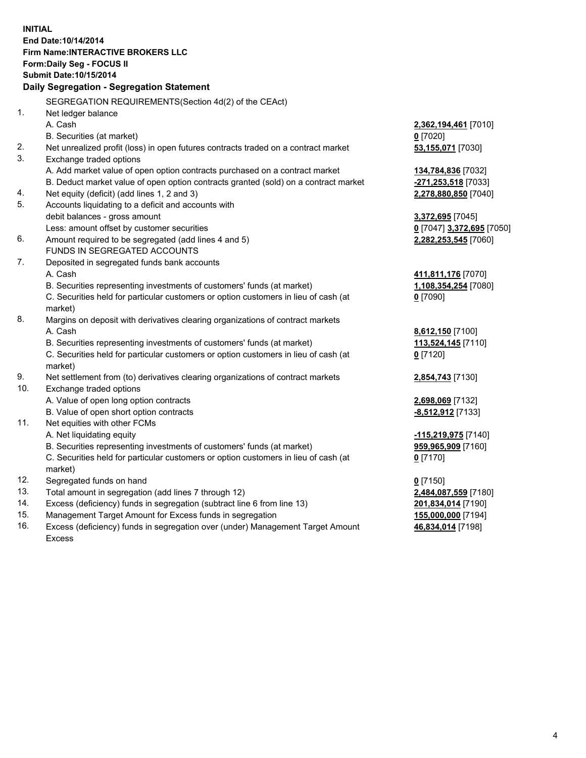**INITIAL**
**End Date:10/14/2014**
**Firm Name:INTERACTIVE BROKERS LLC**
**Form:Daily Seg - FOCUS II**
**Submit Date:10/15/2014**

## Daily Segregation - Segregation Statement

SEGREGATION REQUIREMENTS(Section 4d(2) of the CEAct)

| | | |
|---|---|---|
| 1. | Net ledger balance | |
| | A. Cash | **2,362,194,461** [7010] |
| | B. Securities (at market) | **0** [7020] |
| 2. | Net unrealized profit (loss) in open futures contracts traded on a contract market | **53,155,071** [7030] |
| 3. | Exchange traded options | |
| | A. Add market value of open option contracts purchased on a contract market | **134,784,836** [7032] |
| | B. Deduct market value of open option contracts granted (sold) on a contract market | **-271,253,518** [7033] |
| 4. | Net equity (deficit) (add lines 1, 2 and 3) | **2,278,880,850** [7040] |
| 5. | Accounts liquidating to a deficit and accounts with debit balances - gross amount | **3,372,695** [7045] |
| | Less: amount offset by customer securities | **0** [7047] **3,372,695** [7050] |
| 6. | Amount required to be segregated (add lines 4 and 5) | **2,282,253,545** [7060] |
| | FUNDS IN SEGREGATED ACCOUNTS | |
| 7. | Deposited in segregated funds bank accounts | |
| | A. Cash | **411,811,176** [7070] |
| | B. Securities representing investments of customers' funds (at market) | **1,108,354,254** [7080] |
| | C. Securities held for particular customers or option customers in lieu of cash (at market) | **0** [7090] |
| 8. | Margins on deposit with derivatives clearing organizations of contract markets | |
| | A. Cash | **8,612,150** [7100] |
| | B. Securities representing investments of customers' funds (at market) | **113,524,145** [7110] |
| | C. Securities held for particular customers or option customers in lieu of cash (at market) | **0** [7120] |
| 9. | Net settlement from (to) derivatives clearing organizations of contract markets | **2,854,743** [7130] |
| 10. | Exchange traded options | |
| | A. Value of open long option contracts | **2,698,069** [7132] |
| | B. Value of open short option contracts | **-8,512,912** [7133] |
| 11. | Net equities with other FCMs | |
| | A. Net liquidating equity | **-115,219,975** [7140] |
| | B. Securities representing investments of customers' funds (at market) | **959,965,909** [7160] |
| | C. Securities held for particular customers or option customers in lieu of cash (at market) | **0** [7170] |
| 12. | Segregated funds on hand | **0** [7150] |
| 13. | Total amount in segregation (add lines 7 through 12) | **2,484,087,559** [7180] |
| 14. | Excess (deficiency) funds in segregation (subtract line 6 from line 13) | **201,834,014** [7190] |
| 15. | Management Target Amount for Excess funds in segregation | **155,000,000** [7194] |
| 16. | Excess (deficiency) funds in segregation over (under) Management Target Amount Excess | **46,834,014** [7198] |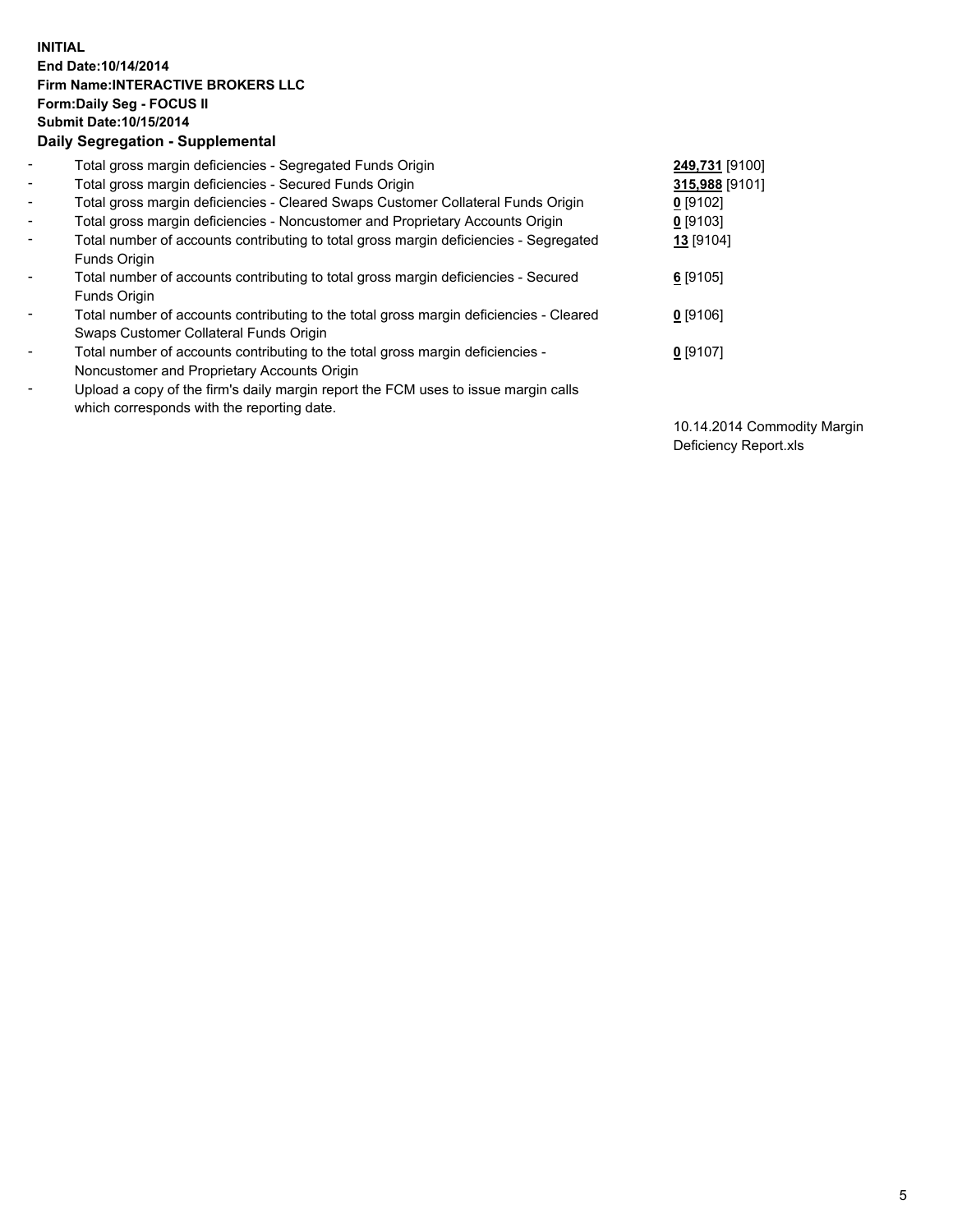**INITIAL**
**End Date:10/14/2014**
**Firm Name:INTERACTIVE BROKERS LLC**
**Form:Daily Seg - FOCUS II**
**Submit Date:10/15/2014**
**Daily Segregation - Supplemental**

| | | |
|---|---|---|
| - | Total gross margin deficiencies - Segregated Funds Origin | **249,731** [9100] |
| - | Total gross margin deficiencies - Secured Funds Origin | **315,988** [9101] |
| - | Total gross margin deficiencies - Cleared Swaps Customer Collateral Funds Origin | **0** [9102] |
| - | Total gross margin deficiencies - Noncustomer and Proprietary Accounts Origin | **0** [9103] |
| - | Total number of accounts contributing to total gross margin deficiencies - Segregated Funds Origin | **13** [9104] |
| - | Total number of accounts contributing to total gross margin deficiencies - Secured Funds Origin | **6** [9105] |
| - | Total number of accounts contributing to the total gross margin deficiencies - Cleared Swaps Customer Collateral Funds Origin | **0** [9106] |
| - | Total number of accounts contributing to the total gross margin deficiencies - Noncustomer and Proprietary Accounts Origin | **0** [9107] |
| - | Upload a copy of the firm's daily margin report the FCM uses to issue margin calls which corresponds with the reporting date. | 10.14.2014 Commodity Margin Deficiency Report.xls |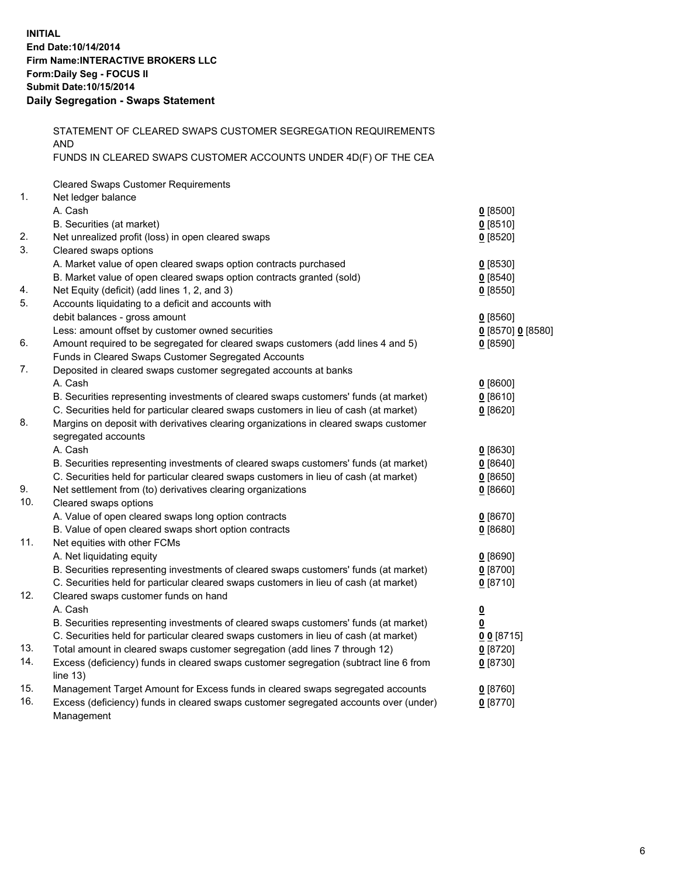**INITIAL**
**End Date:10/14/2014**
**Firm Name:INTERACTIVE BROKERS LLC**
**Form:Daily Seg - FOCUS II**
**Submit Date:10/15/2014**
**Daily Segregation - Swaps Statement**

STATEMENT OF CLEARED SWAPS CUSTOMER SEGREGATION REQUIREMENTS
AND
FUNDS IN CLEARED SWAPS CUSTOMER ACCOUNTS UNDER 4D(F) OF THE CEA

| | | |
|---|---|---|
| | Cleared Swaps Customer Requirements | |
| 1. | Net ledger balance | |
| | A. Cash | 0 [8500] |
| | B. Securities (at market) | 0 [8510] |
| 2. | Net unrealized profit (loss) in open cleared swaps | 0 [8520] |
| 3. | Cleared swaps options | |
| | A. Market value of open cleared swaps option contracts purchased | 0 [8530] |
| | B. Market value of open cleared swaps option contracts granted (sold) | 0 [8540] |
| 4. | Net Equity (deficit) (add lines 1, 2, and 3) | 0 [8550] |
| 5. | Accounts liquidating to a deficit and accounts with | |
| | debit balances - gross amount | 0 [8560] |
| | Less: amount offset by customer owned securities | 0 [8570] 0 [8580] |
| 6. | Amount required to be segregated for cleared swaps customers (add lines 4 and 5) | 0 [8590] |
| | Funds in Cleared Swaps Customer Segregated Accounts | |
| 7. | Deposited in cleared swaps customer segregated accounts at banks | |
| | A. Cash | 0 [8600] |
| | B. Securities representing investments of cleared swaps customers' funds (at market) | 0 [8610] |
| | C. Securities held for particular cleared swaps customers in lieu of cash (at market) | 0 [8620] |
| 8. | Margins on deposit with derivatives clearing organizations in cleared swaps customer segregated accounts | |
| | A. Cash | 0 [8630] |
| | B. Securities representing investments of cleared swaps customers' funds (at market) | 0 [8640] |
| | C. Securities held for particular cleared swaps customers in lieu of cash (at market) | 0 [8650] |
| 9. | Net settlement from (to) derivatives clearing organizations | 0 [8660] |
| 10. | Cleared swaps options | |
| | A. Value of open cleared swaps long option contracts | 0 [8670] |
| | B. Value of open cleared swaps short option contracts | 0 [8680] |
| 11. | Net equities with other FCMs | |
| | A. Net liquidating equity | 0 [8690] |
| | B. Securities representing investments of cleared swaps customers' funds (at market) | 0 [8700] |
| | C. Securities held for particular cleared swaps customers in lieu of cash (at market) | 0 [8710] |
| 12. | Cleared swaps customer funds on hand | |
| | A. Cash | 0 |
| | B. Securities representing investments of cleared swaps customers' funds (at market) | 0 |
| | C. Securities held for particular cleared swaps customers in lieu of cash (at market) | 0 0 [8715] |
| 13. | Total amount in cleared swaps customer segregation (add lines 7 through 12) | 0 [8720] |
| 14. | Excess (deficiency) funds in cleared swaps customer segregation (subtract line 6 from line 13) | 0 [8730] |
| 15. | Management Target Amount for Excess funds in cleared swaps segregated accounts | 0 [8760] |
| 16. | Excess (deficiency) funds in cleared swaps customer segregated accounts over (under) Management | 0 [8770] |